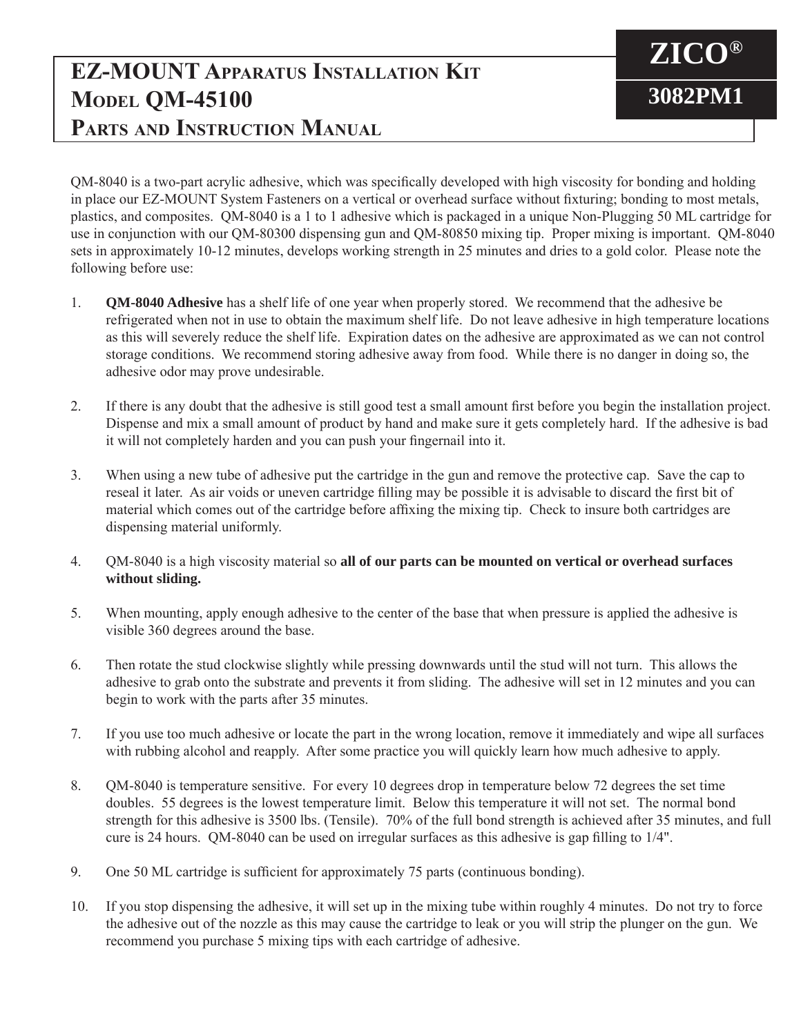# EZ-MOUNT Apparatus Installation Kit
# Model QM-45100
# Parts and Instruction Manual

**ZICO®**

**3082PM1**

QM-8040 is a two-part acrylic adhesive, which was specifically developed with high viscosity for bonding and holding in place our EZ-MOUNT System Fasteners on a vertical or overhead surface without fixturing; bonding to most metals, plastics, and composites. QM-8040 is a 1 to 1 adhesive which is packaged in a unique Non-Plugging 50 ML cartridge for use in conjunction with our QM-80300 dispensing gun and QM-80850 mixing tip. Proper mixing is important. QM-8040 sets in approximately 10-12 minutes, develops working strength in 25 minutes and dries to a gold color. Please note the following before use:

1. **QM-8040 Adhesive** has a shelf life of one year when properly stored. We recommend that the adhesive be refrigerated when not in use to obtain the maximum shelf life. Do not leave adhesive in high temperature locations as this will severely reduce the shelf life. Expiration dates on the adhesive are approximated as we can not control storage conditions. We recommend storing adhesive away from food. While there is no danger in doing so, the adhesive odor may prove undesirable.

2. If there is any doubt that the adhesive is still good test a small amount first before you begin the installation project. Dispense and mix a small amount of product by hand and make sure it gets completely hard. If the adhesive is bad it will not completely harden and you can push your fingernail into it.

3. When using a new tube of adhesive put the cartridge in the gun and remove the protective cap. Save the cap to reseal it later. As air voids or uneven cartridge filling may be possible it is advisable to discard the first bit of material which comes out of the cartridge before affixing the mixing tip. Check to insure both cartridges are dispensing material uniformly.

4. QM-8040 is a high viscosity material so **all of our parts can be mounted on vertical or overhead surfaces without sliding.**

5. When mounting, apply enough adhesive to the center of the base that when pressure is applied the adhesive is visible 360 degrees around the base.

6. Then rotate the stud clockwise slightly while pressing downwards until the stud will not turn. This allows the adhesive to grab onto the substrate and prevents it from sliding. The adhesive will set in 12 minutes and you can begin to work with the parts after 35 minutes.

7. If you use too much adhesive or locate the part in the wrong location, remove it immediately and wipe all surfaces with rubbing alcohol and reapply. After some practice you will quickly learn how much adhesive to apply.

8. QM-8040 is temperature sensitive. For every 10 degrees drop in temperature below 72 degrees the set time doubles. 55 degrees is the lowest temperature limit. Below this temperature it will not set. The normal bond strength for this adhesive is 3500 lbs. (Tensile). 70% of the full bond strength is achieved after 35 minutes, and full cure is 24 hours. QM-8040 can be used on irregular surfaces as this adhesive is gap filling to 1/4".

9. One 50 ML cartridge is sufficient for approximately 75 parts (continuous bonding).

10. If you stop dispensing the adhesive, it will set up in the mixing tube within roughly 4 minutes. Do not try to force the adhesive out of the nozzle as this may cause the cartridge to leak or you will strip the plunger on the gun. We recommend you purchase 5 mixing tips with each cartridge of adhesive.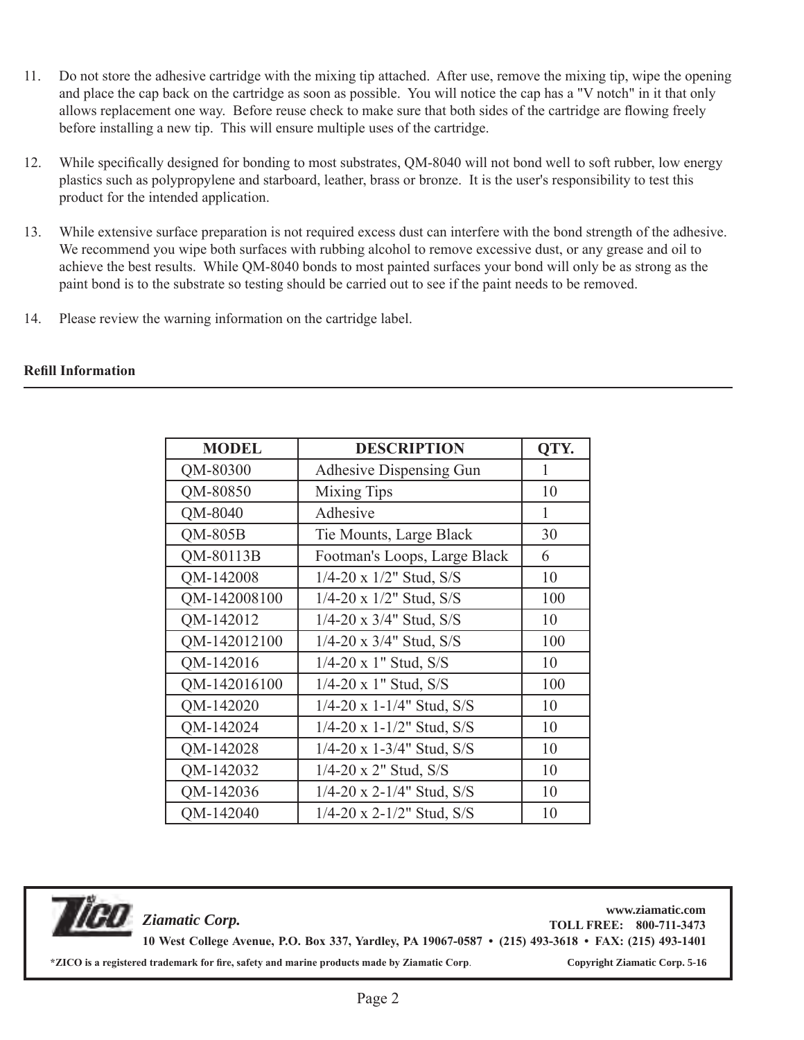11. Do not store the adhesive cartridge with the mixing tip attached. After use, remove the mixing tip, wipe the opening and place the cap back on the cartridge as soon as possible. You will notice the cap has a "V notch" in it that only allows replacement one way. Before reuse check to make sure that both sides of the cartridge are flowing freely before installing a new tip. This will ensure multiple uses of the cartridge.

12. While specifically designed for bonding to most substrates, QM-8040 will not bond well to soft rubber, low energy plastics such as polypropylene and starboard, leather, brass or bronze. It is the user's responsibility to test this product for the intended application.

13. While extensive surface preparation is not required excess dust can interfere with the bond strength of the adhesive. We recommend you wipe both surfaces with rubbing alcohol to remove excessive dust, or any grease and oil to achieve the best results. While QM-8040 bonds to most painted surfaces your bond will only be as strong as the paint bond is to the substrate so testing should be carried out to see if the paint needs to be removed.

14. Please review the warning information on the cartridge label.

**Refill Information**

| MODEL | DESCRIPTION | QTY. |
|---|---|---|
| QM-80300 | Adhesive Dispensing Gun | 1 |
| QM-80850 | Mixing Tips | 10 |
| QM-8040 | Adhesive | 1 |
| QM-805B | Tie Mounts, Large Black | 30 |
| QM-80113B | Footman's Loops, Large Black | 6 |
| QM-142008 | 1/4-20 x 1/2" Stud, S/S | 10 |
| QM-142008100 | 1/4-20 x 1/2" Stud, S/S | 100 |
| QM-142012 | 1/4-20 x 3/4" Stud, S/S | 10 |
| QM-142012100 | 1/4-20 x 3/4" Stud, S/S | 100 |
| QM-142016 | 1/4-20 x 1" Stud, S/S | 10 |
| QM-142016100 | 1/4-20 x 1" Stud, S/S | 100 |
| QM-142020 | 1/4-20 x 1-1/4" Stud, S/S | 10 |
| QM-142024 | 1/4-20 x 1-1/2" Stud, S/S | 10 |
| QM-142028 | 1/4-20 x 1-3/4" Stud, S/S | 10 |
| QM-142032 | 1/4-20 x 2" Stud, S/S | 10 |
| QM-142036 | 1/4-20 x 2-1/4" Stud, S/S | 10 |
| QM-142040 | 1/4-20 x 2-1/2" Stud, S/S | 10 |

ZICO *Ziamatic Corp.*

**www.ziamatic.com**
**TOLL FREE: 800-711-3473**

**10 West College Avenue, P.O. Box 337, Yardley, PA 19067-0587 • (215) 493-3618 • FAX: (215) 493-1401**

**\*ZICO is a registered trademark for fire, safety and marine products made by Ziamatic Corp.** **Copyright Ziamatic Corp. 5-16**